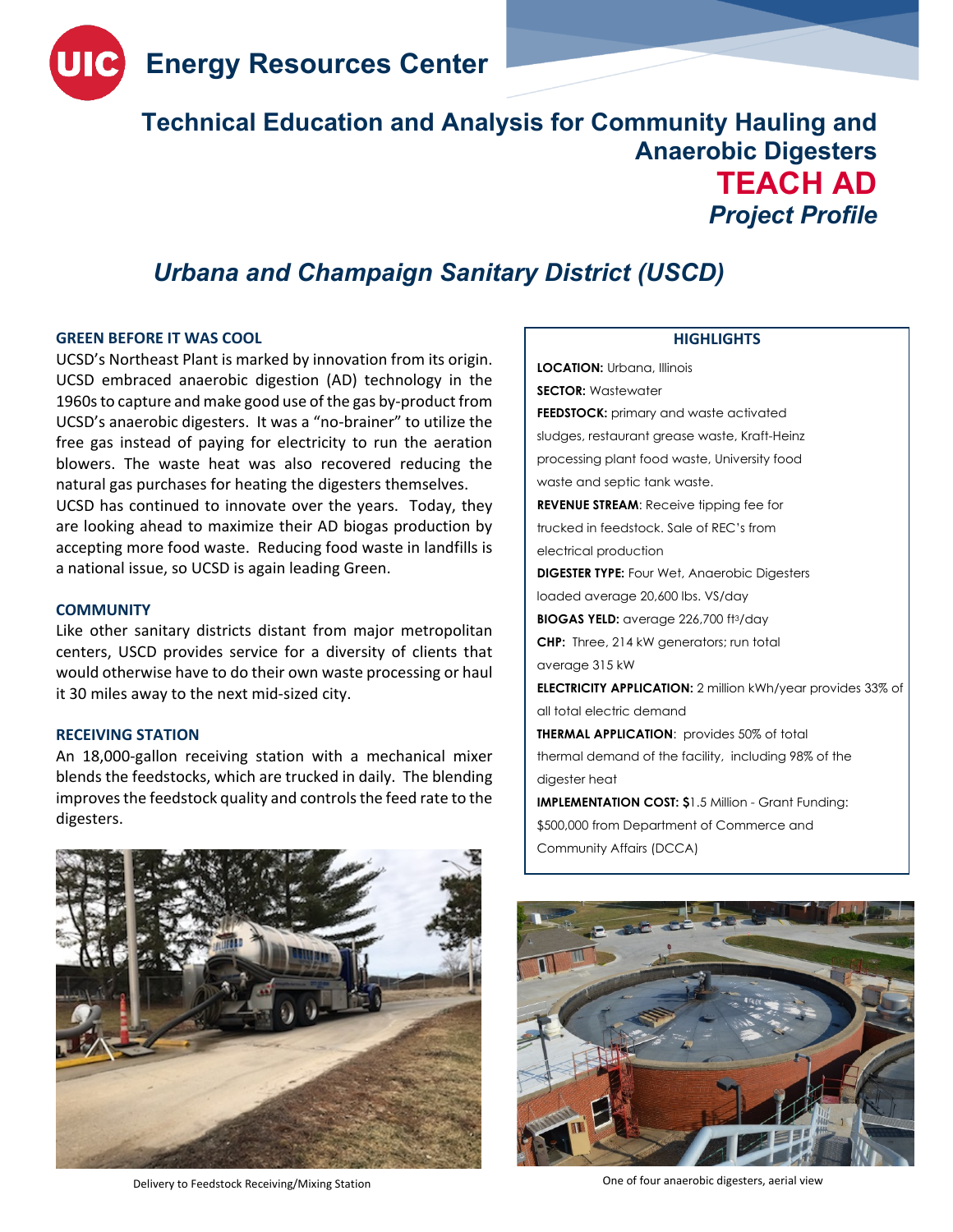# Energy Resources Center

## Technical Education and Analysis for Community Hauling and Anaerobic Digesters

## TEACH AD

### *Project Profile*

## *Urbana and Champaign Sanitary District (USCD)*

### GREEN BEFORE IT WAS COOL

UCSD's Northeast Plant is marked by innovation from its origin. UCSD embraced anaerobic digestion (AD) technology in the 1960s to capture and make good use of the gas by-product from UCSD's anaerobic digesters. It was a "no-brainer" to utilize the free gas instead of paying for electricity to run the aeration blowers. The waste heat was also recovered reducing the natural gas purchases for heating the digesters themselves.

UCSD has continued to innovate over the years. Today, they are looking ahead to maximize their AD biogas production by accepting more food waste. Reducing food waste in landfills is a national issue, so UCSD is again leading Green.

### COMMUNITY

Like other sanitary districts distant from major metropolitan centers, USCD provides service for a diversity of clients that would otherwise have to do their own waste processing or haul it 30 miles away to the next mid-sized city.

### RECEIVING STATION

An 18,000-gallon receiving station with a mechanical mixer blends the feedstocks, which are trucked in daily. The blending improves the feedstock quality and controls the feed rate to the digesters.

Delivery to Feedstock Receiving/Mixing Station

### HIGHLIGHTS

**LOCATION:** Urbana, Illinois

**SECTOR:** Wastewater

**FEEDSTOCK:** primary and waste activated sludges, restaurant grease waste, Kraft-Heinz processing plant food waste, University food waste and septic tank waste.

**REVENUE STREAM**: Receive tipping fee for trucked in feedstock. Sale of REC's from electrical production

**DIGESTER TYPE:** Four Wet, Anaerobic Digesters loaded average 20,600 lbs. VS/day

**BIOGAS YELD:** average 226,700 ft$^3$/day

**CHP:** Three, 214 kW generators; run total average 315 kW

**ELECTRICITY APPLICATION:** 2 million kWh/year provides 33% of all total electric demand

**THERMAL APPLICATION**: provides 50% of total thermal demand of the facility, including 98% of the digester heat

**IMPLEMENTATION COST: $**1.5 Million - Grant Funding: $500,000 from Department of Commerce and Community Affairs (DCCA)

One of four anaerobic digesters, aerial view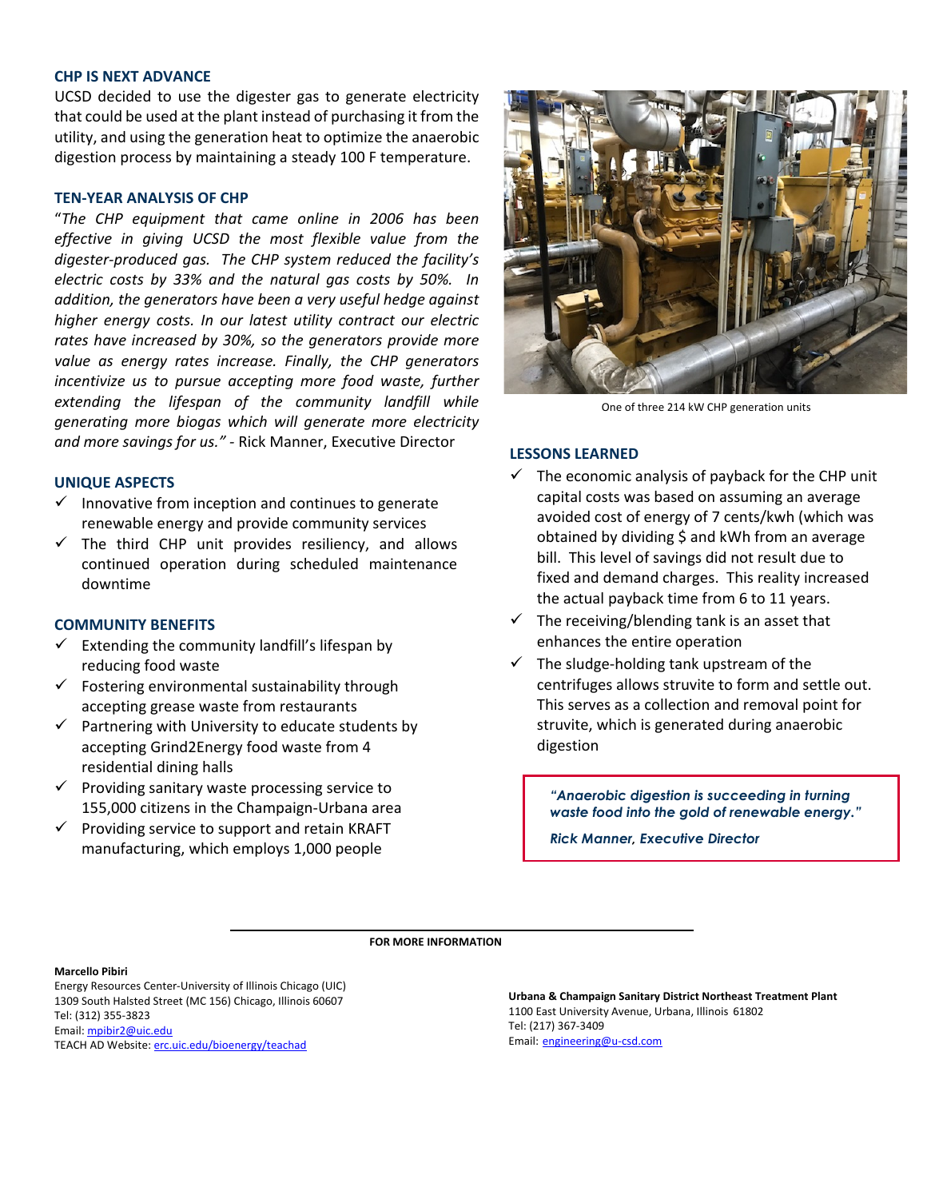### CHP IS NEXT ADVANCE

UCSD decided to use the digester gas to generate electricity that could be used at the plant instead of purchasing it from the utility, and using the generation heat to optimize the anaerobic digestion process by maintaining a steady 100 F temperature.

### TEN-YEAR ANALYSIS OF CHP

"*The CHP equipment that came online in 2006 has been effective in giving UCSD the most flexible value from the digester-produced gas. The CHP system reduced the facility's electric costs by 33% and the natural gas costs by 50%. In addition, the generators have been a very useful hedge against higher energy costs. In our latest utility contract our electric rates have increased by 30%, so the generators provide more value as energy rates increase. Finally, the CHP generators incentivize us to pursue accepting more food waste, further extending the lifespan of the community landfill while generating more biogas which will generate more electricity and more savings for us.*" - Rick Manner, Executive Director

### UNIQUE ASPECTS

- ✓ Innovative from inception and continues to generate renewable energy and provide community services
- ✓ The third CHP unit provides resiliency, and allows continued operation during scheduled maintenance downtime

### COMMUNITY BENEFITS

- ✓ Extending the community landfill's lifespan by reducing food waste
- ✓ Fostering environmental sustainability through accepting grease waste from restaurants
- ✓ Partnering with University to educate students by accepting Grind2Energy food waste from 4 residential dining halls
- ✓ Providing sanitary waste processing service to 155,000 citizens in the Champaign-Urbana area
- ✓ Providing service to support and retain KRAFT manufacturing, which employs 1,000 people

One of three 214 kW CHP generation units

### LESSONS LEARNED

- ✓ The economic analysis of payback for the CHP unit capital costs was based on assuming an average avoided cost of energy of 7 cents/kwh (which was obtained by dividing $ and kWh from an average bill. This level of savings did not result due to fixed and demand charges. This reality increased the actual payback time from 6 to 11 years.
- ✓ The receiving/blending tank is an asset that enhances the entire operation
- ✓ The sludge-holding tank upstream of the centrifuges allows struvite to form and settle out. This serves as a collection and removal point for struvite, which is generated during anaerobic digestion

> ***"Anaerobic digestion is succeeding in turning waste food into the gold of renewable energy."***
>
> ***Rick Manner, Executive Director***

---

**FOR MORE INFORMATION**

**Marcello Pibiri**
Energy Resources Center-University of Illinois Chicago (UIC)
1309 South Halsted Street (MC 156) Chicago, Illinois 60607
Tel: (312) 355-3823
Email: mpibir2@uic.edu
TEACH AD Website: erc.uic.edu/bioenergy/teachad

**Urbana & Champaign Sanitary District Northeast Treatment Plant**
1100 East University Avenue, Urbana, Illinois 61802
Tel: (217) 367-3409
Email: engineering@u-csd.com